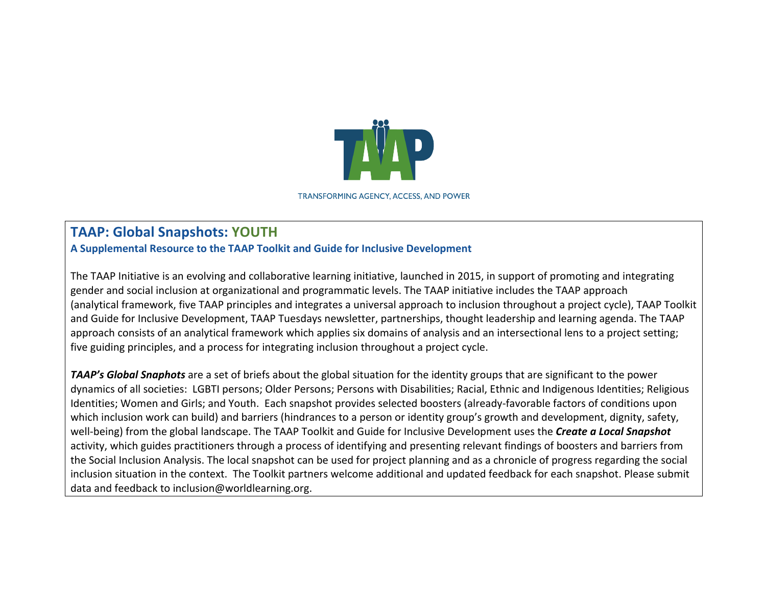TRANSFORMING AGENCY, ACCESS, AND POWER

# TAAP: Global Snapshots: YOUTH

### A Supplemental Resource to the TAAP Toolkit and Guide for Inclusive Development

The TAAP Initiative is an evolving and collaborative learning initiative, launched in 2015, in support of promoting and integrating gender and social inclusion at organizational and programmatic levels. The TAAP initiative includes the TAAP approach (analytical framework, five TAAP principles and integrates a universal approach to inclusion throughout a project cycle), TAAP Toolkit and Guide for Inclusive Development, TAAP Tuesdays newsletter, partnerships, thought leadership and learning agenda. The TAAP approach consists of an analytical framework which applies six domains of analysis and an intersectional lens to a project setting; five guiding principles, and a process for integrating inclusion throughout a project cycle.

***TAAP's Global Snaphots*** are a set of briefs about the global situation for the identity groups that are significant to the power dynamics of all societies: LGBTI persons; Older Persons; Persons with Disabilities; Racial, Ethnic and Indigenous Identities; Religious Identities; Women and Girls; and Youth. Each snapshot provides selected boosters (already-favorable factors of conditions upon which inclusion work can build) and barriers (hindrances to a person or identity group's growth and development, dignity, safety, well-being) from the global landscape. The TAAP Toolkit and Guide for Inclusive Development uses the ***Create a Local Snapshot*** activity, which guides practitioners through a process of identifying and presenting relevant findings of boosters and barriers from the Social Inclusion Analysis. The local snapshot can be used for project planning and as a chronicle of progress regarding the social inclusion situation in the context. The Toolkit partners welcome additional and updated feedback for each snapshot. Please submit data and feedback to inclusion@worldlearning.org.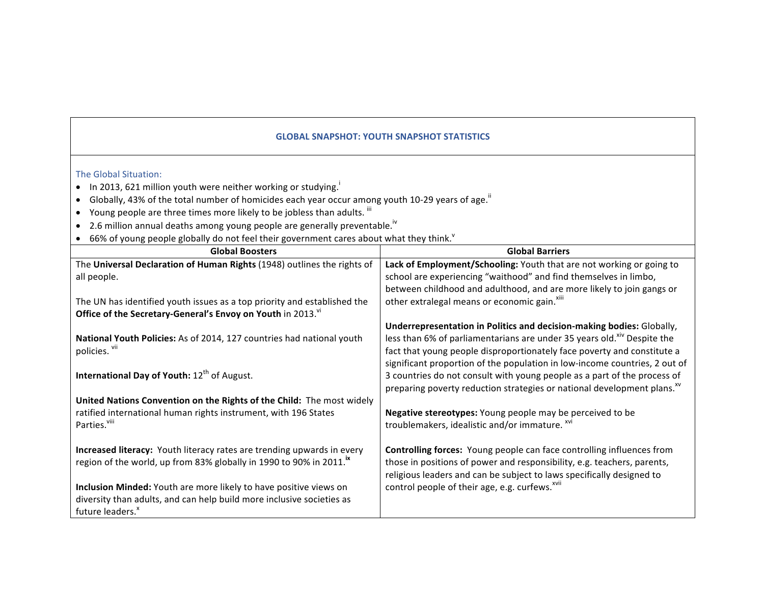## GLOBAL SNAPSHOT: YOUTH SNAPSHOT STATISTICS

The Global Situation:

- In 2013, 621 million youth were neither working or studying.[i]
- Globally, 43% of the total number of homicides each year occur among youth 10-29 years of age.[ii]
- Young people are three times more likely to be jobless than adults. [iii]
- 2.6 million annual deaths among young people are generally preventable.[iv]
- 66% of young people globally do not feel their government cares about what they think.[v]

| Global Boosters | Global Barriers |
|---|---|
| The **Universal Declaration of Human Rights** (1948) outlines the rights of all people.<br><br>The UN has identified youth issues as a top priority and established the **Office of the Secretary-General's Envoy on Youth** in 2013.[vi]<br><br>**National Youth Policies:** As of 2014, 127 countries had national youth policies. [vii]<br><br>**International Day of Youth:** 12th of August.<br><br>**United Nations Convention on the Rights of the Child:** The most widely ratified international human rights instrument, with 196 States Parties.[viii]<br><br>**Increased literacy:** Youth literacy rates are trending upwards in every region of the world, up from 83% globally in 1990 to 90% in 2011.[ix]<br><br>**Inclusion Minded:** Youth are more likely to have positive views on diversity than adults, and can help build more inclusive societies as future leaders.[x] | **Lack of Employment/Schooling:** Youth that are not working or going to school are experiencing "waithood" and find themselves in limbo, between childhood and adulthood, and are more likely to join gangs or other extralegal means or economic gain.[xiii]<br><br>**Underrepresentation in Politics and decision-making bodies:** Globally, less than 6% of parliamentarians are under 35 years old.[xiv] Despite the fact that young people disproportionately face poverty and constitute a significant proportion of the population in low-income countries, 2 out of 3 countries do not consult with young people as a part of the process of preparing poverty reduction strategies or national development plans.[xv]<br><br>**Negative stereotypes:** Young people may be perceived to be troublemakers, idealistic and/or immature. [xvi]<br><br>**Controlling forces:** Young people can face controlling influences from those in positions of power and responsibility, e.g. teachers, parents, religious leaders and can be subject to laws specifically designed to control people of their age, e.g. curfews.[xvii] |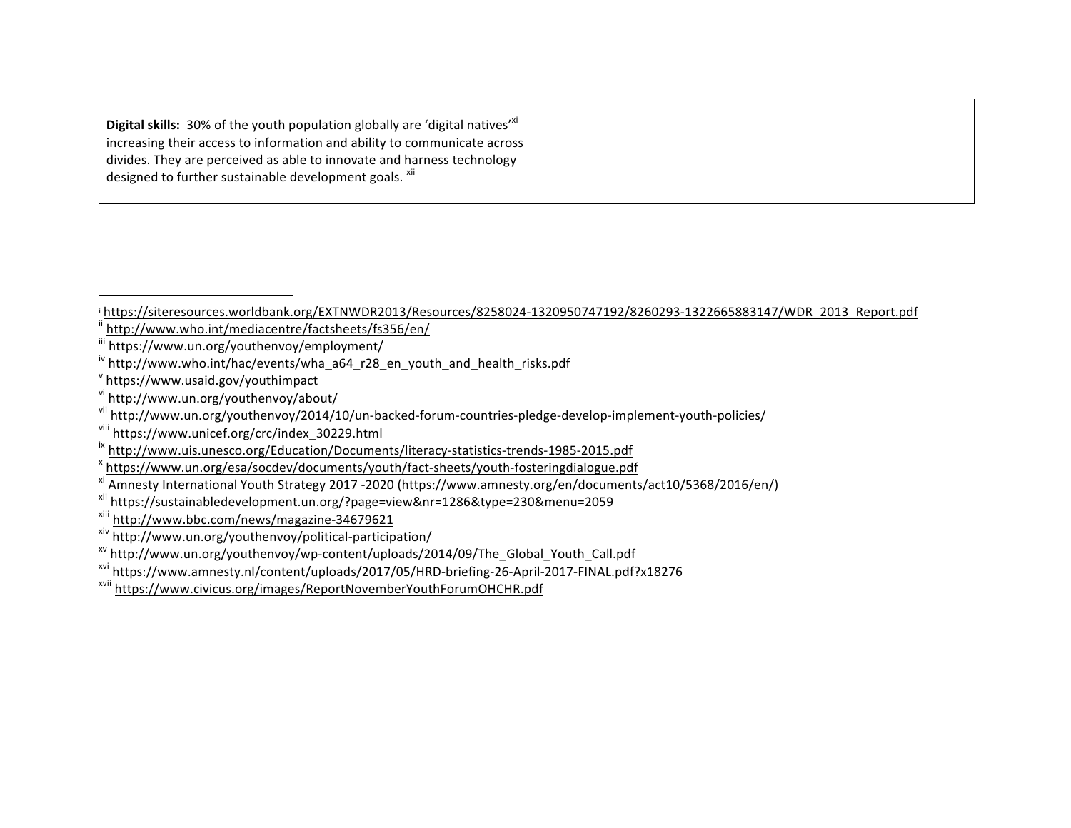| | |
|---|---|
| **Digital skills:** 30% of the youth population globally are 'digital natives'[xi] increasing their access to information and ability to communicate across divides. They are perceived as able to innovate and harness technology designed to further sustainable development goals. [xii] | |
| | |

---

[i] https://siteresources.worldbank.org/EXTNWDR2013/Resources/8258024-1320950747192/8260293-1322665883147/WDR_2013_Report.pdf
[ii] http://www.who.int/mediacentre/factsheets/fs356/en/
[iii] https://www.un.org/youthenvoy/employment/
[iv] http://www.who.int/hac/events/wha_a64_r28_en_youth_and_health_risks.pdf
[v] https://www.usaid.gov/youthimpact
[vi] http://www.un.org/youthenvoy/about/
[vii] http://www.un.org/youthenvoy/2014/10/un-backed-forum-countries-pledge-develop-implement-youth-policies/
[viii] https://www.unicef.org/crc/index_30229.html
[ix] http://www.uis.unesco.org/Education/Documents/literacy-statistics-trends-1985-2015.pdf
[x] https://www.un.org/esa/socdev/documents/youth/fact-sheets/youth-fosteringdialogue.pdf
[xi] Amnesty International Youth Strategy 2017 -2020 (https://www.amnesty.org/en/documents/act10/5368/2016/en/)
[xii] https://sustainabledevelopment.un.org/?page=view&nr=1286&type=230&menu=2059
[xiii] http://www.bbc.com/news/magazine-34679621
[xiv] http://www.un.org/youthenvoy/political-participation/
[xv] http://www.un.org/youthenvoy/wp-content/uploads/2014/09/The_Global_Youth_Call.pdf
[xvi] https://www.amnesty.nl/content/uploads/2017/05/HRD-briefing-26-April-2017-FINAL.pdf?x18276
[xvii] https://www.civicus.org/images/ReportNovemberYouthForumOHCHR.pdf